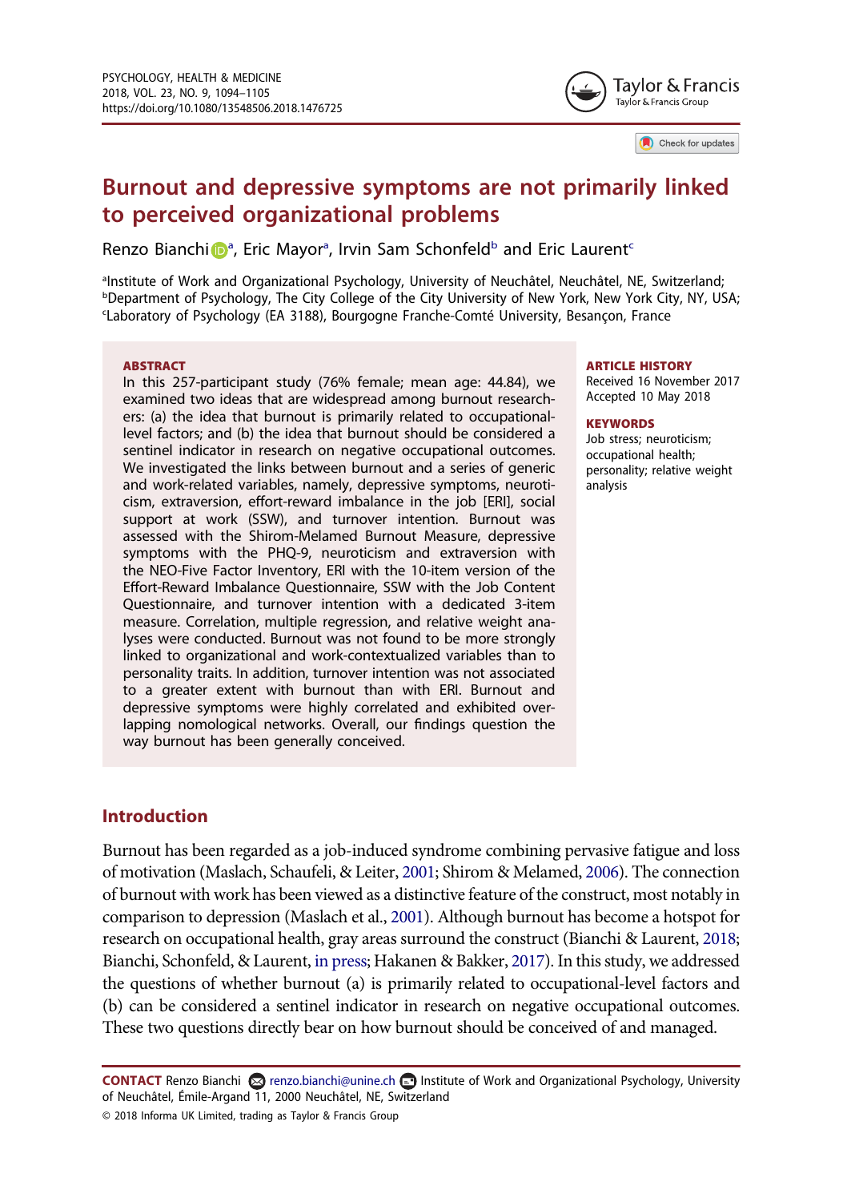# Burnout and depressive symptoms are not primarily linked to perceived organizational problems

Renzo Bianchi[a], Eric Mayor[a], Irvin Sam Schonfeld[b] and Eric Laurent[c]

[a]Institute of Work and Organizational Psychology, University of Neuchâtel, Neuchâtel, NE, Switzerland; [b]Department of Psychology, The City College of the City University of New York, New York City, NY, USA; [c]Laboratory of Psychology (EA 3188), Bourgogne Franche-Comté University, Besançon, France

**ABSTRACT**

In this 257-participant study (76% female; mean age: 44.84), we examined two ideas that are widespread among burnout researchers: (a) the idea that burnout is primarily related to occupational-level factors; and (b) the idea that burnout should be considered a sentinel indicator in research on negative occupational outcomes. We investigated the links between burnout and a series of generic and work-related variables, namely, depressive symptoms, neuroticism, extraversion, effort-reward imbalance in the job [ERI], social support at work (SSW), and turnover intention. Burnout was assessed with the Shirom-Melamed Burnout Measure, depressive symptoms with the PHQ-9, neuroticism and extraversion with the NEO-Five Factor Inventory, ERI with the 10-item version of the Effort-Reward Imbalance Questionnaire, SSW with the Job Content Questionnaire, and turnover intention with a dedicated 3-item measure. Correlation, multiple regression, and relative weight analyses were conducted. Burnout was not found to be more strongly linked to organizational and work-contextualized variables than to personality traits. In addition, turnover intention was not associated to a greater extent with burnout than with ERI. Burnout and depressive symptoms were highly correlated and exhibited overlapping nomological networks. Overall, our findings question the way burnout has been generally conceived.

**ARTICLE HISTORY**

Received 16 November 2017

Accepted 10 May 2018

**KEYWORDS**

Job stress; neuroticism; occupational health; personality; relative weight analysis

## Introduction

Burnout has been regarded as a job-induced syndrome combining pervasive fatigue and loss of motivation (Maslach, Schaufeli, & Leiter, 2001; Shirom & Melamed, 2006). The connection of burnout with work has been viewed as a distinctive feature of the construct, most notably in comparison to depression (Maslach et al., 2001). Although burnout has become a hotspot for research on occupational health, gray areas surround the construct (Bianchi & Laurent, 2018; Bianchi, Schonfeld, & Laurent, in press; Hakanen & Bakker, 2017). In this study, we addressed the questions of whether burnout (a) is primarily related to occupational-level factors and (b) can be considered a sentinel indicator in research on negative occupational outcomes. These two questions directly bear on how burnout should be conceived of and managed.

**CONTACT** Renzo Bianchi renzo.bianchi@unine.ch Institute of Work and Organizational Psychology, University of Neuchâtel, Émile-Argand 11, 2000 Neuchâtel, NE, Switzerland

© 2018 Informa UK Limited, trading as Taylor & Francis Group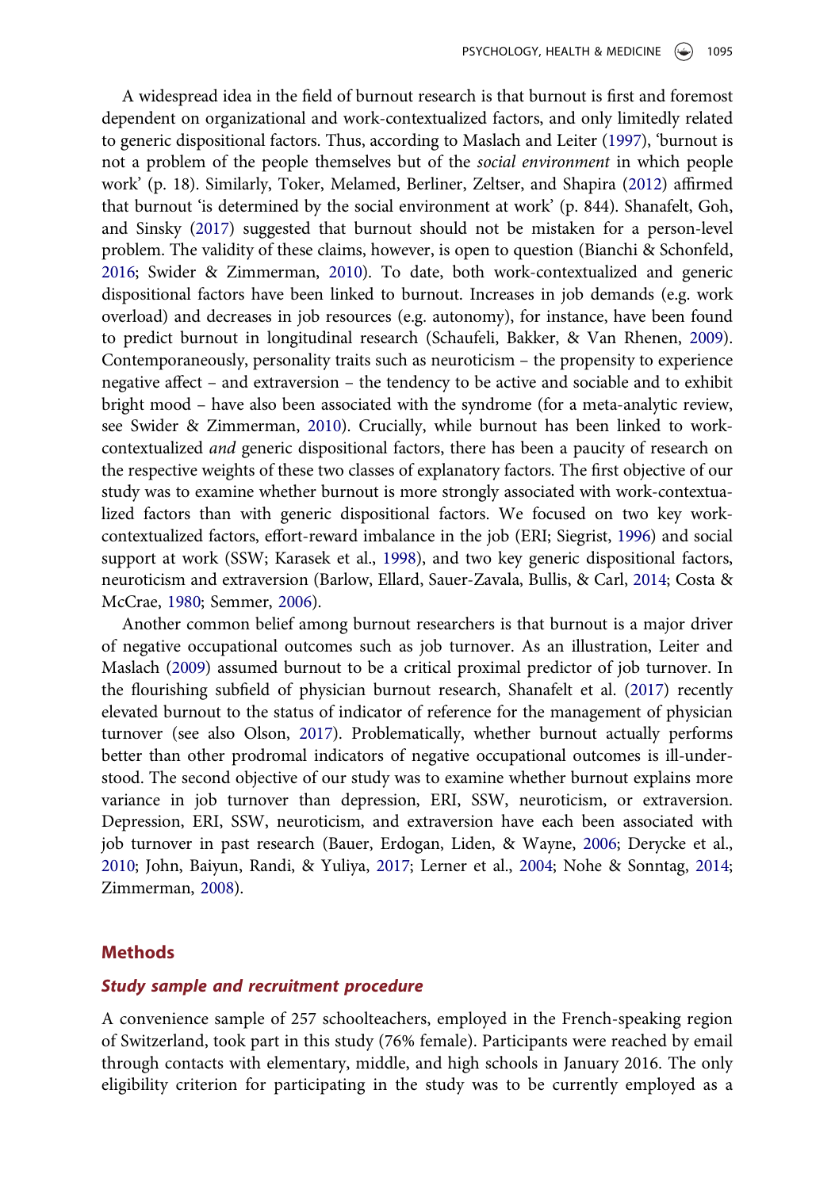A widespread idea in the field of burnout research is that burnout is first and foremost dependent on organizational and work-contextualized factors, and only limitedly related to generic dispositional factors. Thus, according to Maslach and Leiter (1997), 'burnout is not a problem of the people themselves but of the *social environment* in which people work' (p. 18). Similarly, Toker, Melamed, Berliner, Zeltser, and Shapira (2012) affirmed that burnout 'is determined by the social environment at work' (p. 844). Shanafelt, Goh, and Sinsky (2017) suggested that burnout should not be mistaken for a person-level problem. The validity of these claims, however, is open to question (Bianchi & Schonfeld, 2016; Swider & Zimmerman, 2010). To date, both work-contextualized and generic dispositional factors have been linked to burnout. Increases in job demands (e.g. work overload) and decreases in job resources (e.g. autonomy), for instance, have been found to predict burnout in longitudinal research (Schaufeli, Bakker, & Van Rhenen, 2009). Contemporaneously, personality traits such as neuroticism – the propensity to experience negative affect – and extraversion – the tendency to be active and sociable and to exhibit bright mood – have also been associated with the syndrome (for a meta-analytic review, see Swider & Zimmerman, 2010). Crucially, while burnout has been linked to work-contextualized *and* generic dispositional factors, there has been a paucity of research on the respective weights of these two classes of explanatory factors. The first objective of our study was to examine whether burnout is more strongly associated with work-contextualized factors than with generic dispositional factors. We focused on two key work-contextualized factors, effort-reward imbalance in the job (ERI; Siegrist, 1996) and social support at work (SSW; Karasek et al., 1998), and two key generic dispositional factors, neuroticism and extraversion (Barlow, Ellard, Sauer-Zavala, Bullis, & Carl, 2014; Costa & McCrae, 1980; Semmer, 2006).

Another common belief among burnout researchers is that burnout is a major driver of negative occupational outcomes such as job turnover. As an illustration, Leiter and Maslach (2009) assumed burnout to be a critical proximal predictor of job turnover. In the flourishing subfield of physician burnout research, Shanafelt et al. (2017) recently elevated burnout to the status of indicator of reference for the management of physician turnover (see also Olson, 2017). Problematically, whether burnout actually performs better than other prodromal indicators of negative occupational outcomes is ill-understood. The second objective of our study was to examine whether burnout explains more variance in job turnover than depression, ERI, SSW, neuroticism, or extraversion. Depression, ERI, SSW, neuroticism, and extraversion have each been associated with job turnover in past research (Bauer, Erdogan, Liden, & Wayne, 2006; Derycke et al., 2010; John, Baiyun, Randi, & Yuliya, 2017; Lerner et al., 2004; Nohe & Sonntag, 2014; Zimmerman, 2008).

## Methods

### *Study sample and recruitment procedure*

A convenience sample of 257 schoolteachers, employed in the French-speaking region of Switzerland, took part in this study (76% female). Participants were reached by email through contacts with elementary, middle, and high schools in January 2016. The only eligibility criterion for participating in the study was to be currently employed as a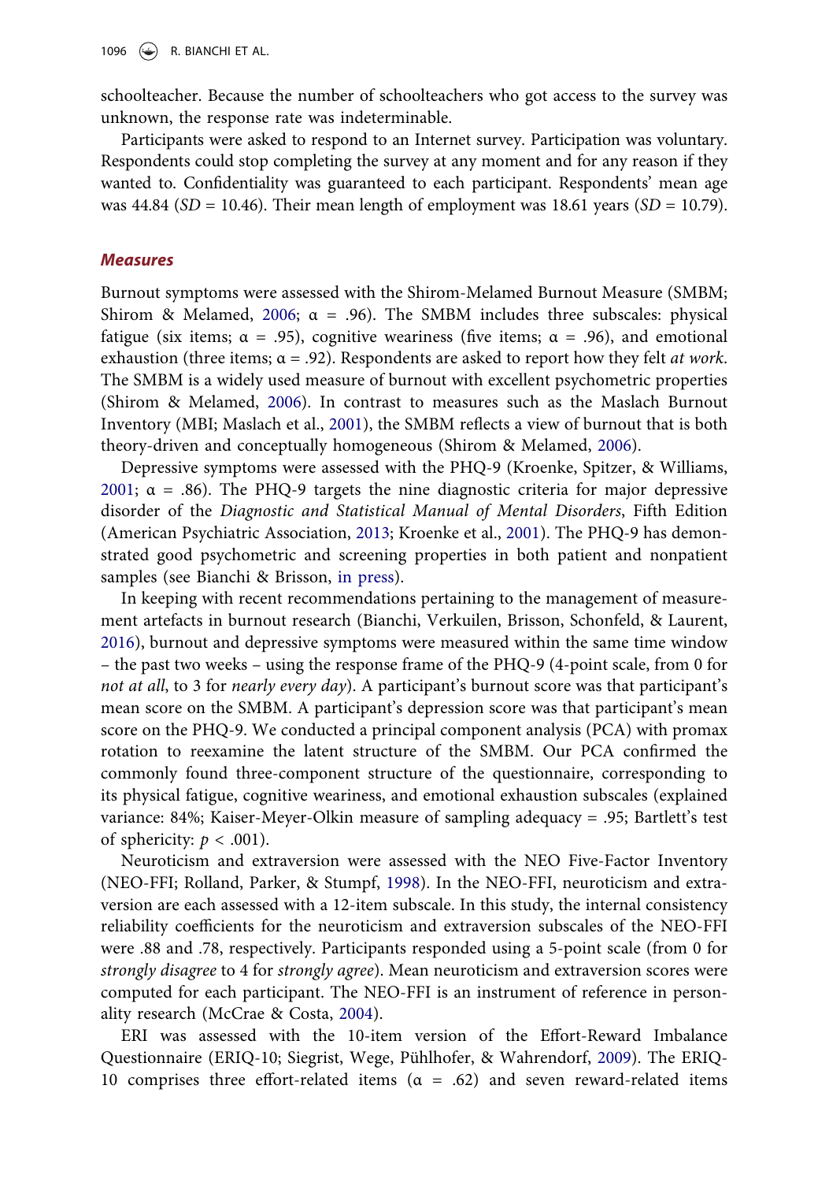schoolteacher. Because the number of schoolteachers who got access to the survey was unknown, the response rate was indeterminable.

Participants were asked to respond to an Internet survey. Participation was voluntary. Respondents could stop completing the survey at any moment and for any reason if they wanted to. Confidentiality was guaranteed to each participant. Respondents' mean age was 44.84 (*SD* = 10.46). Their mean length of employment was 18.61 years (*SD* = 10.79).

### *Measures*

Burnout symptoms were assessed with the Shirom-Melamed Burnout Measure (SMBM; Shirom & Melamed, 2006; α = .96). The SMBM includes three subscales: physical fatigue (six items; α = .95), cognitive weariness (five items; α = .96), and emotional exhaustion (three items; α = .92). Respondents are asked to report how they felt *at work*. The SMBM is a widely used measure of burnout with excellent psychometric properties (Shirom & Melamed, 2006). In contrast to measures such as the Maslach Burnout Inventory (MBI; Maslach et al., 2001), the SMBM reflects a view of burnout that is both theory-driven and conceptually homogeneous (Shirom & Melamed, 2006).

Depressive symptoms were assessed with the PHQ-9 (Kroenke, Spitzer, & Williams, 2001; α = .86). The PHQ-9 targets the nine diagnostic criteria for major depressive disorder of the *Diagnostic and Statistical Manual of Mental Disorders*, Fifth Edition (American Psychiatric Association, 2013; Kroenke et al., 2001). The PHQ-9 has demonstrated good psychometric and screening properties in both patient and nonpatient samples (see Bianchi & Brisson, in press).

In keeping with recent recommendations pertaining to the management of measurement artefacts in burnout research (Bianchi, Verkuilen, Brisson, Schonfeld, & Laurent, 2016), burnout and depressive symptoms were measured within the same time window – the past two weeks – using the response frame of the PHQ-9 (4-point scale, from 0 for *not at all*, to 3 for *nearly every day*). A participant's burnout score was that participant's mean score on the SMBM. A participant's depression score was that participant's mean score on the PHQ-9. We conducted a principal component analysis (PCA) with promax rotation to reexamine the latent structure of the SMBM. Our PCA confirmed the commonly found three-component structure of the questionnaire, corresponding to its physical fatigue, cognitive weariness, and emotional exhaustion subscales (explained variance: 84%; Kaiser-Meyer-Olkin measure of sampling adequacy = .95; Bartlett's test of sphericity: $p < .001$).

Neuroticism and extraversion were assessed with the NEO Five-Factor Inventory (NEO-FFI; Rolland, Parker, & Stumpf, 1998). In the NEO-FFI, neuroticism and extraversion are each assessed with a 12-item subscale. In this study, the internal consistency reliability coefficients for the neuroticism and extraversion subscales of the NEO-FFI were .88 and .78, respectively. Participants responded using a 5-point scale (from 0 for *strongly disagree* to 4 for *strongly agree*). Mean neuroticism and extraversion scores were computed for each participant. The NEO-FFI is an instrument of reference in personality research (McCrae & Costa, 2004).

ERI was assessed with the 10-item version of the Effort-Reward Imbalance Questionnaire (ERIQ-10; Siegrist, Wege, Pühlhofer, & Wahrendorf, 2009). The ERIQ-10 comprises three effort-related items (α = .62) and seven reward-related items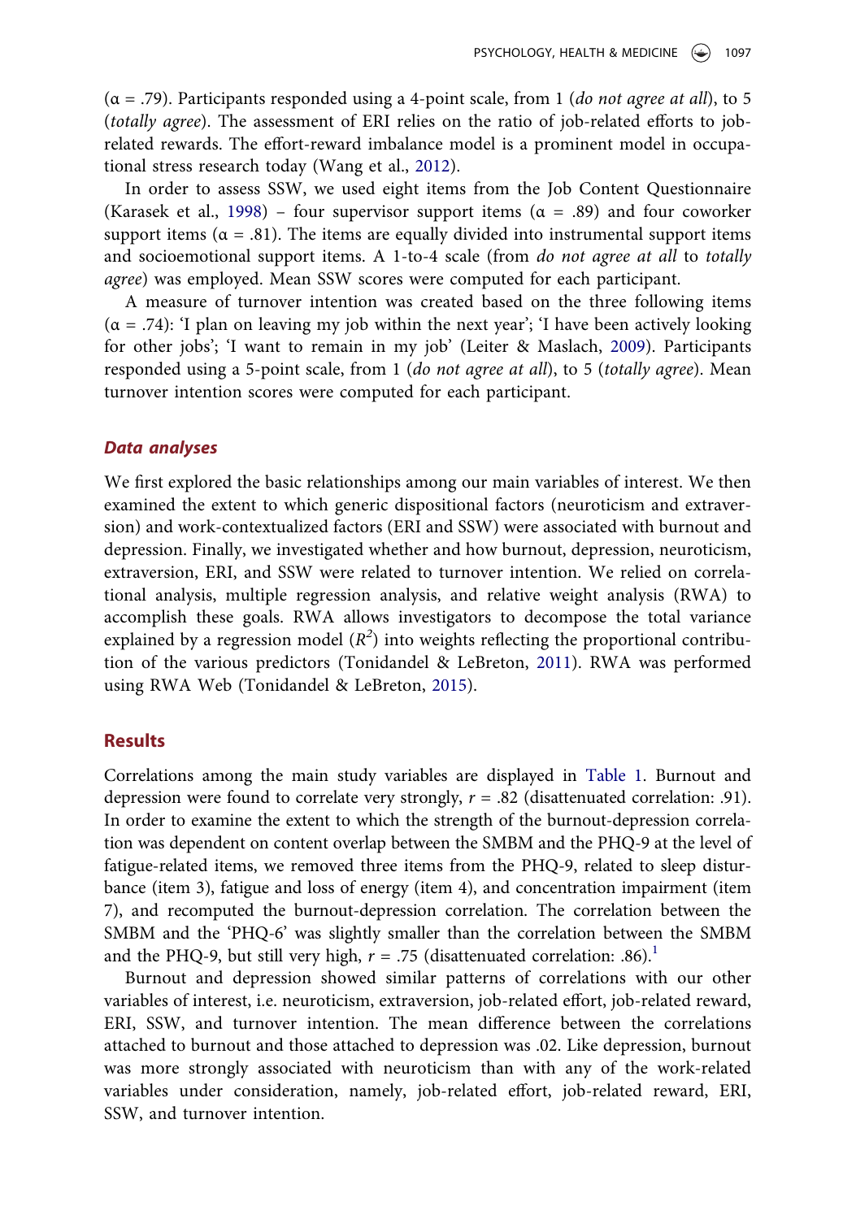(α = .79). Participants responded using a 4-point scale, from 1 (*do not agree at all*), to 5 (*totally agree*). The assessment of ERI relies on the ratio of job-related efforts to job-related rewards. The effort-reward imbalance model is a prominent model in occupational stress research today (Wang et al., 2012).

In order to assess SSW, we used eight items from the Job Content Questionnaire (Karasek et al., 1998) – four supervisor support items (α = .89) and four coworker support items (α = .81). The items are equally divided into instrumental support items and socioemotional support items. A 1-to-4 scale (from *do not agree at all* to *totally agree*) was employed. Mean SSW scores were computed for each participant.

A measure of turnover intention was created based on the three following items (α = .74): 'I plan on leaving my job within the next year'; 'I have been actively looking for other jobs'; 'I want to remain in my job' (Leiter & Maslach, 2009). Participants responded using a 5-point scale, from 1 (*do not agree at all*), to 5 (*totally agree*). Mean turnover intention scores were computed for each participant.

### *Data analyses*

We first explored the basic relationships among our main variables of interest. We then examined the extent to which generic dispositional factors (neuroticism and extraversion) and work-contextualized factors (ERI and SSW) were associated with burnout and depression. Finally, we investigated whether and how burnout, depression, neuroticism, extraversion, ERI, and SSW were related to turnover intention. We relied on correlational analysis, multiple regression analysis, and relative weight analysis (RWA) to accomplish these goals. RWA allows investigators to decompose the total variance explained by a regression model ($R^2$) into weights reflecting the proportional contribution of the various predictors (Tonidandel & LeBreton, 2011). RWA was performed using RWA Web (Tonidandel & LeBreton, 2015).

## Results

Correlations among the main study variables are displayed in Table 1. Burnout and depression were found to correlate very strongly, $r = .82$ (disattenuated correlation: .91). In order to examine the extent to which the strength of the burnout-depression correlation was dependent on content overlap between the SMBM and the PHQ-9 at the level of fatigue-related items, we removed three items from the PHQ-9, related to sleep disturbance (item 3), fatigue and loss of energy (item 4), and concentration impairment (item 7), and recomputed the burnout-depression correlation. The correlation between the SMBM and the 'PHQ-6' was slightly smaller than the correlation between the SMBM and the PHQ-9, but still very high, $r = .75$ (disattenuated correlation: .86).[1]

Burnout and depression showed similar patterns of correlations with our other variables of interest, i.e. neuroticism, extraversion, job-related effort, job-related reward, ERI, SSW, and turnover intention. The mean difference between the correlations attached to burnout and those attached to depression was .02. Like depression, burnout was more strongly associated with neuroticism than with any of the work-related variables under consideration, namely, job-related effort, job-related reward, ERI, SSW, and turnover intention.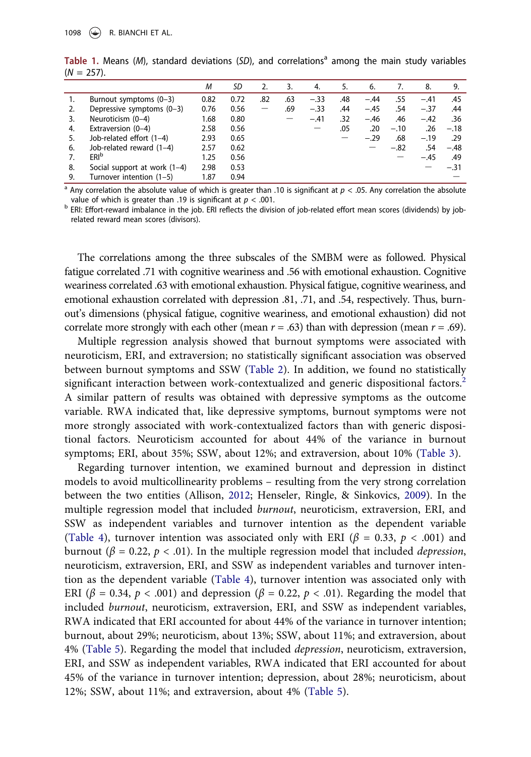**Table 1.** Means (*M*), standard deviations (*SD*), and correlations[a] among the main study variables (*N* = 257).

| | | *M* | *SD* | 2. | 3. | 4. | 5. | 6. | 7. | 8. | 9. |
|---|---|---|---|---|---|---|---|---|---|---|---|
| 1. | Burnout symptoms (0–3) | 0.82 | 0.72 | .82 | .63 | −.33 | .48 | −.44 | .55 | −.41 | .45 |
| 2. | Depressive symptoms (0–3) | 0.76 | 0.56 | — | .69 | −.33 | .44 | −.45 | .54 | −.37 | .44 |
| 3. | Neuroticism (0–4) | 1.68 | 0.80 | | — | −.41 | .32 | −.46 | .46 | −.42 | .36 |
| 4. | Extraversion (0–4) | 2.58 | 0.56 | | | — | .05 | .20 | −.10 | .26 | −.18 |
| 5. | Job-related effort (1–4) | 2.93 | 0.65 | | | | — | −.29 | .68 | −.19 | .29 |
| 6. | Job-related reward (1–4) | 2.57 | 0.62 | | | | | — | −.82 | .54 | −.48 |
| 7. | ERI[b] | 1.25 | 0.56 | | | | | | — | −.45 | .49 |
| 8. | Social support at work (1–4) | 2.98 | 0.53 | | | | | | | — | −.31 |
| 9. | Turnover intention (1–5) | 1.87 | 0.94 | | | | | | | | — |

[a] Any correlation the absolute value of which is greater than .10 is significant at $p < .05$. Any correlation the absolute value of which is greater than .19 is significant at $p < .001$.

[b] ERI: Effort-reward imbalance in the job. ERI reflects the division of job-related effort mean scores (dividends) by job-related reward mean scores (divisors).

The correlations among the three subscales of the SMBM were as followed. Physical fatigue correlated .71 with cognitive weariness and .56 with emotional exhaustion. Cognitive weariness correlated .63 with emotional exhaustion. Physical fatigue, cognitive weariness, and emotional exhaustion correlated with depression .81, .71, and .54, respectively. Thus, burnout's dimensions (physical fatigue, cognitive weariness, and emotional exhaustion) did not correlate more strongly with each other (mean $r = .63$) than with depression (mean $r = .69$).

Multiple regression analysis showed that burnout symptoms were associated with neuroticism, ERI, and extraversion; no statistically significant association was observed between burnout symptoms and SSW (Table 2). In addition, we found no statistically significant interaction between work-contextualized and generic dispositional factors.[2] A similar pattern of results was obtained with depressive symptoms as the outcome variable. RWA indicated that, like depressive symptoms, burnout symptoms were not more strongly associated with work-contextualized factors than with generic dispositional factors. Neuroticism accounted for about 44% of the variance in burnout symptoms; ERI, about 35%; SSW, about 12%; and extraversion, about 10% (Table 3).

Regarding turnover intention, we examined burnout and depression in distinct models to avoid multicollinearity problems – resulting from the very strong correlation between the two entities (Allison, 2012; Henseler, Ringle, & Sinkovics, 2009). In the multiple regression model that included *burnout*, neuroticism, extraversion, ERI, and SSW as independent variables and turnover intention as the dependent variable (Table 4), turnover intention was associated only with ERI ($\beta = 0.33$, $p < .001$) and burnout ($\beta = 0.22$, $p < .01$). In the multiple regression model that included *depression*, neuroticism, extraversion, ERI, and SSW as independent variables and turnover intention as the dependent variable (Table 4), turnover intention was associated only with ERI ($\beta = 0.34$, $p < .001$) and depression ($\beta = 0.22$, $p < .01$). Regarding the model that included *burnout*, neuroticism, extraversion, ERI, and SSW as independent variables, RWA indicated that ERI accounted for about 44% of the variance in turnover intention; burnout, about 29%; neuroticism, about 13%; SSW, about 11%; and extraversion, about 4% (Table 5). Regarding the model that included *depression*, neuroticism, extraversion, ERI, and SSW as independent variables, RWA indicated that ERI accounted for about 45% of the variance in turnover intention; depression, about 28%; neuroticism, about 12%; SSW, about 11%; and extraversion, about 4% (Table 5).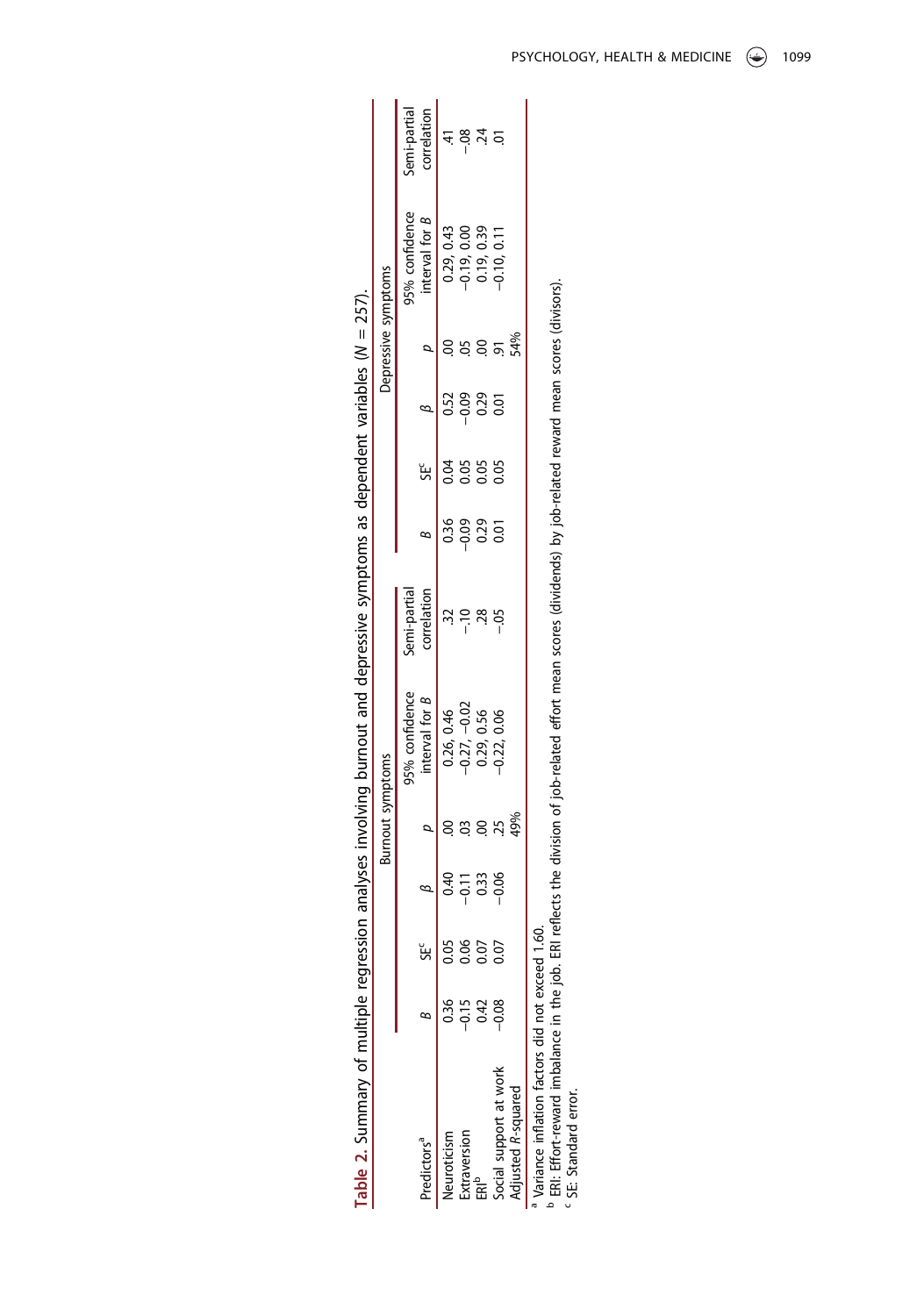**Table 2.** Summary of multiple regression analyses involving burnout and depressive symptoms as dependent variables ($N = 257$).

| Predictors[a] | Burnout symptoms | | | | | | Depressive symptoms | | | | | |
|---|---|---|---|---|---|---|---|---|---|---|---|---|
| | $B$ | SE[c] | $\beta$ | $p$ | 95% confidence interval for $B$ | Semi-partial correlation | $B$ | SE[c] | $\beta$ | $p$ | 95% confidence interval for $B$ | Semi-partial correlation |
| Neuroticism | 0.36 | 0.05 | 0.40 | .00 | 0.26, 0.46 | .32 | 0.36 | 0.04 | 0.52 | .00 | 0.29, 0.43 | .41 |
| Extraversion | −0.15 | 0.06 | −0.11 | .03 | −0.27, −0.02 | −.10 | −0.09 | 0.05 | −0.09 | .05 | −0.19, 0.00 | −.08 |
| ERI[b] | 0.42 | 0.07 | 0.33 | .00 | 0.29, 0.56 | .28 | 0.29 | 0.05 | 0.29 | .00 | 0.19, 0.39 | .24 |
| Social support at work | −0.08 | 0.07 | −0.06 | .25 | −0.22, 0.06 | −.05 | 0.01 | 0.05 | 0.01 | .91 | −0.10, 0.11 | .01 |
| Adjusted $R$-squared | | | | 49% | | | | | | 54% | | |

[a] Variance inflation factors did not exceed 1.60.
[b] ERI: Effort-reward imbalance in the job. ERI reflects the division of job-related effort mean scores (dividends) by job-related reward mean scores (divisors).
[c] SE: Standard error.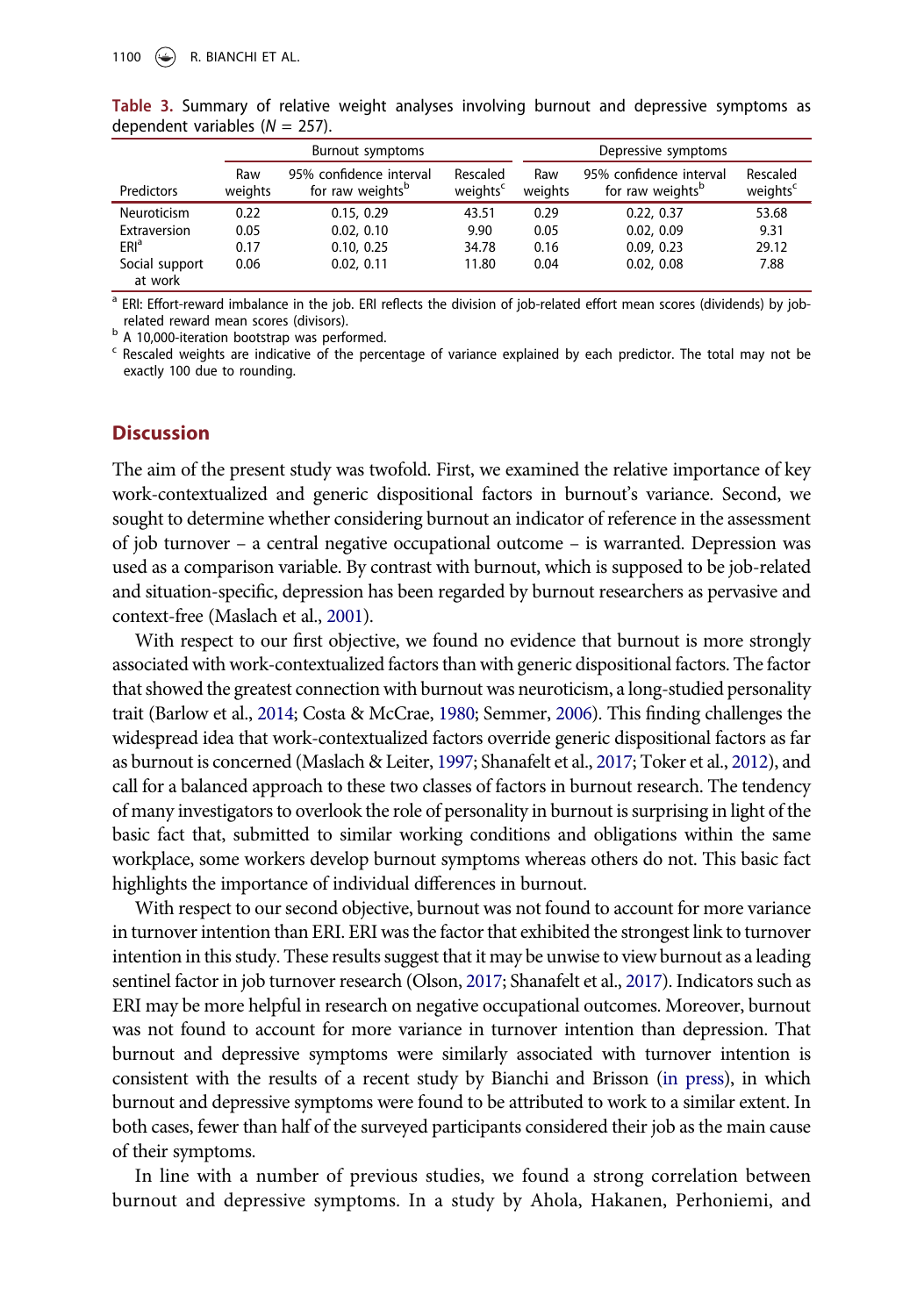**Table 3.** Summary of relative weight analyses involving burnout and depressive symptoms as dependent variables ($N$ = 257).

| | Burnout symptoms | | | Depressive symptoms | | |
|---|---|---|---|---|---|---|
| Predictors | Raw weights | 95% confidence interval for raw weights[b] | Rescaled weights[c] | Raw weights | 95% confidence interval for raw weights[b] | Rescaled weights[c] |
| Neuroticism | 0.22 | 0.15, 0.29 | 43.51 | 0.29 | 0.22, 0.37 | 53.68 |
| Extraversion | 0.05 | 0.02, 0.10 | 9.90 | 0.05 | 0.02, 0.09 | 9.31 |
| ERI[a] | 0.17 | 0.10, 0.25 | 34.78 | 0.16 | 0.09, 0.23 | 29.12 |
| Social support at work | 0.06 | 0.02, 0.11 | 11.80 | 0.04 | 0.02, 0.08 | 7.88 |

[a] ERI: Effort-reward imbalance in the job. ERI reflects the division of job-related effort mean scores (dividends) by job-related reward mean scores (divisors).
[b] A 10,000-iteration bootstrap was performed.
[c] Rescaled weights are indicative of the percentage of variance explained by each predictor. The total may not be exactly 100 due to rounding.

## Discussion

The aim of the present study was twofold. First, we examined the relative importance of key work-contextualized and generic dispositional factors in burnout's variance. Second, we sought to determine whether considering burnout an indicator of reference in the assessment of job turnover – a central negative occupational outcome – is warranted. Depression was used as a comparison variable. By contrast with burnout, which is supposed to be job-related and situation-specific, depression has been regarded by burnout researchers as pervasive and context-free (Maslach et al., 2001).

With respect to our first objective, we found no evidence that burnout is more strongly associated with work-contextualized factors than with generic dispositional factors. The factor that showed the greatest connection with burnout was neuroticism, a long-studied personality trait (Barlow et al., 2014; Costa & McCrae, 1980; Semmer, 2006). This finding challenges the widespread idea that work-contextualized factors override generic dispositional factors as far as burnout is concerned (Maslach & Leiter, 1997; Shanafelt et al., 2017; Toker et al., 2012), and call for a balanced approach to these two classes of factors in burnout research. The tendency of many investigators to overlook the role of personality in burnout is surprising in light of the basic fact that, submitted to similar working conditions and obligations within the same workplace, some workers develop burnout symptoms whereas others do not. This basic fact highlights the importance of individual differences in burnout.

With respect to our second objective, burnout was not found to account for more variance in turnover intention than ERI. ERI was the factor that exhibited the strongest link to turnover intention in this study. These results suggest that it may be unwise to view burnout as a leading sentinel factor in job turnover research (Olson, 2017; Shanafelt et al., 2017). Indicators such as ERI may be more helpful in research on negative occupational outcomes. Moreover, burnout was not found to account for more variance in turnover intention than depression. That burnout and depressive symptoms were similarly associated with turnover intention is consistent with the results of a recent study by Bianchi and Brisson (in press), in which burnout and depressive symptoms were found to be attributed to work to a similar extent. In both cases, fewer than half of the surveyed participants considered their job as the main cause of their symptoms.

In line with a number of previous studies, we found a strong correlation between burnout and depressive symptoms. In a study by Ahola, Hakanen, Perhoniemi, and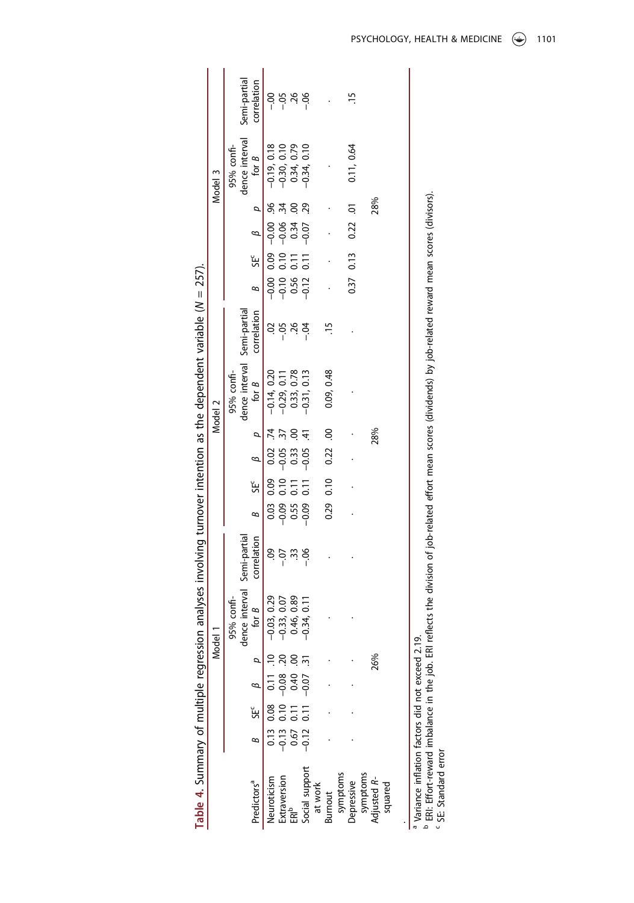**Table 4.** Summary of multiple regression analyses involving turnover intention as the dependent variable ($N = 257$).

| | Model 1 | | | | | | Model 2 | | | | | | Model 3 | | | | | |
|---|---|---|---|---|---|---|---|---|---|---|---|---|---|---|---|---|---|---|
| Predictors[a] | $B$ | SE[c] | $\beta$ | $p$ | 95% confidence interval for $B$ | Semi-partial correlation | $B$ | SE[c] | $\beta$ | $p$ | 95% confidence interval for $B$ | Semi-partial correlation | $B$ | SE[c] | $\beta$ | $p$ | 95% confidence interval for $B$ | Semi-partial correlation |
| Neuroticism | 0.13 | 0.08 | 0.11 | .10 | −0.03, 0.29 | .09 | 0.03 | 0.09 | 0.02 | .74 | −0.14, 0.20 | .02 | −0.00 | 0.09 | −0.00 | .96 | −0.19, 0.18 | −.00 |
| Extraversion | −0.13 | 0.10 | −0.08 | .20 | −0.33, 0.07 | −.07 | −0.09 | 0.10 | −0.05 | .37 | −0.29, 0.11 | −.05 | −0.10 | 0.10 | −0.06 | .34 | −0.30, 0.10 | −.05 |
| ERI[b] | 0.67 | 0.11 | 0.40 | .00 | 0.46, 0.89 | .33 | 0.55 | 0.11 | 0.33 | .00 | 0.33, 0.78 | .26 | 0.56 | 0.11 | 0.34 | .00 | 0.34, 0.79 | .26 |
| Social support at work | −0.12 | 0.11 | −0.07 | .31 | −0.34, 0.11 | −.06 | −0.09 | 0.11 | −0.05 | .41 | −0.31, 0.13 | −.04 | −0.12 | 0.11 | −0.07 | .29 | −0.34, 0.10 | −.06 |
| Burnout symptoms | . | . | . | . | . | . | 0.29 | 0.10 | 0.22 | .00 | 0.09, 0.48 | .15 | . | . | . | . | . | . |
| Depressive symptoms | . | . | . | . | . | . | . | . | . | . | . | . | 0.37 | 0.13 | 0.22 | .01 | 0.11, 0.64 | .15 |
| Adjusted $R$-squared | | | | 26% | | | | | | 28% | | | | | | 28% | | |

.

[a] Variance inflation factors did not exceed 2.19.

[b] ERI: Effort-reward imbalance in the job. ERI reflects the division of job-related effort mean scores (dividends) by job-related reward mean scores (divisors).

[c] SE: Standard error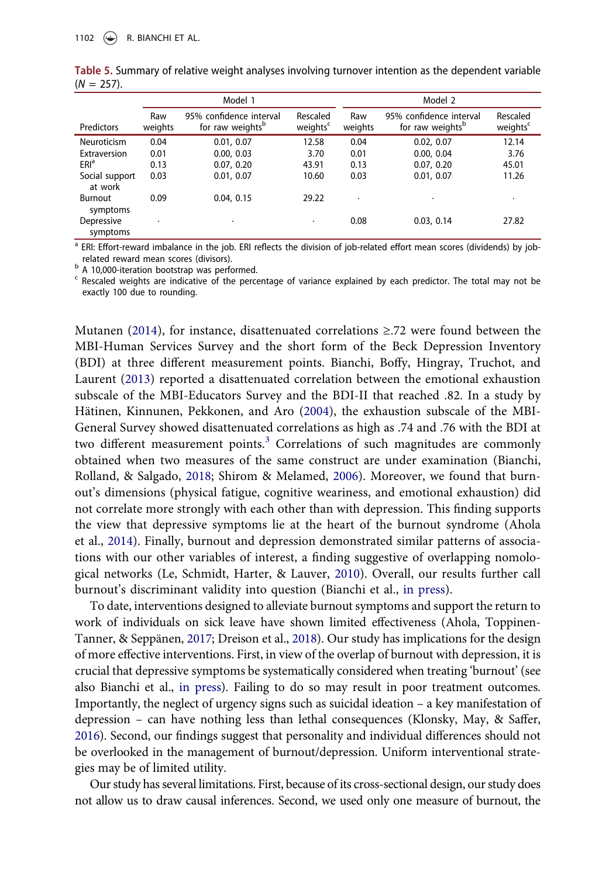**Table 5.** Summary of relative weight analyses involving turnover intention as the dependent variable ($N$ = 257).

| | Model 1 | | | Model 2 | | |
|---|---|---|---|---|---|---|
| Predictors | Raw weights | 95% confidence interval for raw weights[b] | Rescaled weights[c] | Raw weights | 95% confidence interval for raw weights[b] | Rescaled weights[c] |
| Neuroticism | 0.04 | 0.01, 0.07 | 12.58 | 0.04 | 0.02, 0.07 | 12.14 |
| Extraversion | 0.01 | 0.00, 0.03 | 3.70 | 0.01 | 0.00, 0.04 | 3.76 |
| ERI[a] | 0.13 | 0.07, 0.20 | 43.91 | 0.13 | 0.07, 0.20 | 45.01 |
| Social support at work | 0.03 | 0.01, 0.07 | 10.60 | 0.03 | 0.01, 0.07 | 11.26 |
| Burnout symptoms | 0.09 | 0.04, 0.15 | 29.22 | · | · | · |
| Depressive symptoms | · | · | · | 0.08 | 0.03, 0.14 | 27.82 |

[a] ERI: Effort-reward imbalance in the job. ERI reflects the division of job-related effort mean scores (dividends) by job-related reward mean scores (divisors).
[b] A 10,000-iteration bootstrap was performed.
[c] Rescaled weights are indicative of the percentage of variance explained by each predictor. The total may not be exactly 100 due to rounding.

Mutanen (2014), for instance, disattenuated correlations ≥.72 were found between the MBI-Human Services Survey and the short form of the Beck Depression Inventory (BDI) at three different measurement points. Bianchi, Boffy, Hingray, Truchot, and Laurent (2013) reported a disattenuated correlation between the emotional exhaustion subscale of the MBI-Educators Survey and the BDI-II that reached .82. In a study by Hätinen, Kinnunen, Pekkonen, and Aro (2004), the exhaustion subscale of the MBI-General Survey showed disattenuated correlations as high as .74 and .76 with the BDI at two different measurement points.[3] Correlations of such magnitudes are commonly obtained when two measures of the same construct are under examination (Bianchi, Rolland, & Salgado, 2018; Shirom & Melamed, 2006). Moreover, we found that burnout's dimensions (physical fatigue, cognitive weariness, and emotional exhaustion) did not correlate more strongly with each other than with depression. This finding supports the view that depressive symptoms lie at the heart of the burnout syndrome (Ahola et al., 2014). Finally, burnout and depression demonstrated similar patterns of associations with our other variables of interest, a finding suggestive of overlapping nomological networks (Le, Schmidt, Harter, & Lauver, 2010). Overall, our results further call burnout's discriminant validity into question (Bianchi et al., in press).

To date, interventions designed to alleviate burnout symptoms and support the return to work of individuals on sick leave have shown limited effectiveness (Ahola, Toppinen-Tanner, & Seppänen, 2017; Dreison et al., 2018). Our study has implications for the design of more effective interventions. First, in view of the overlap of burnout with depression, it is crucial that depressive symptoms be systematically considered when treating 'burnout' (see also Bianchi et al., in press). Failing to do so may result in poor treatment outcomes. Importantly, the neglect of urgency signs such as suicidal ideation – a key manifestation of depression – can have nothing less than lethal consequences (Klonsky, May, & Saffer, 2016). Second, our findings suggest that personality and individual differences should not be overlooked in the management of burnout/depression. Uniform interventional strategies may be of limited utility.

Our study has several limitations. First, because of its cross-sectional design, our study does not allow us to draw causal inferences. Second, we used only one measure of burnout, the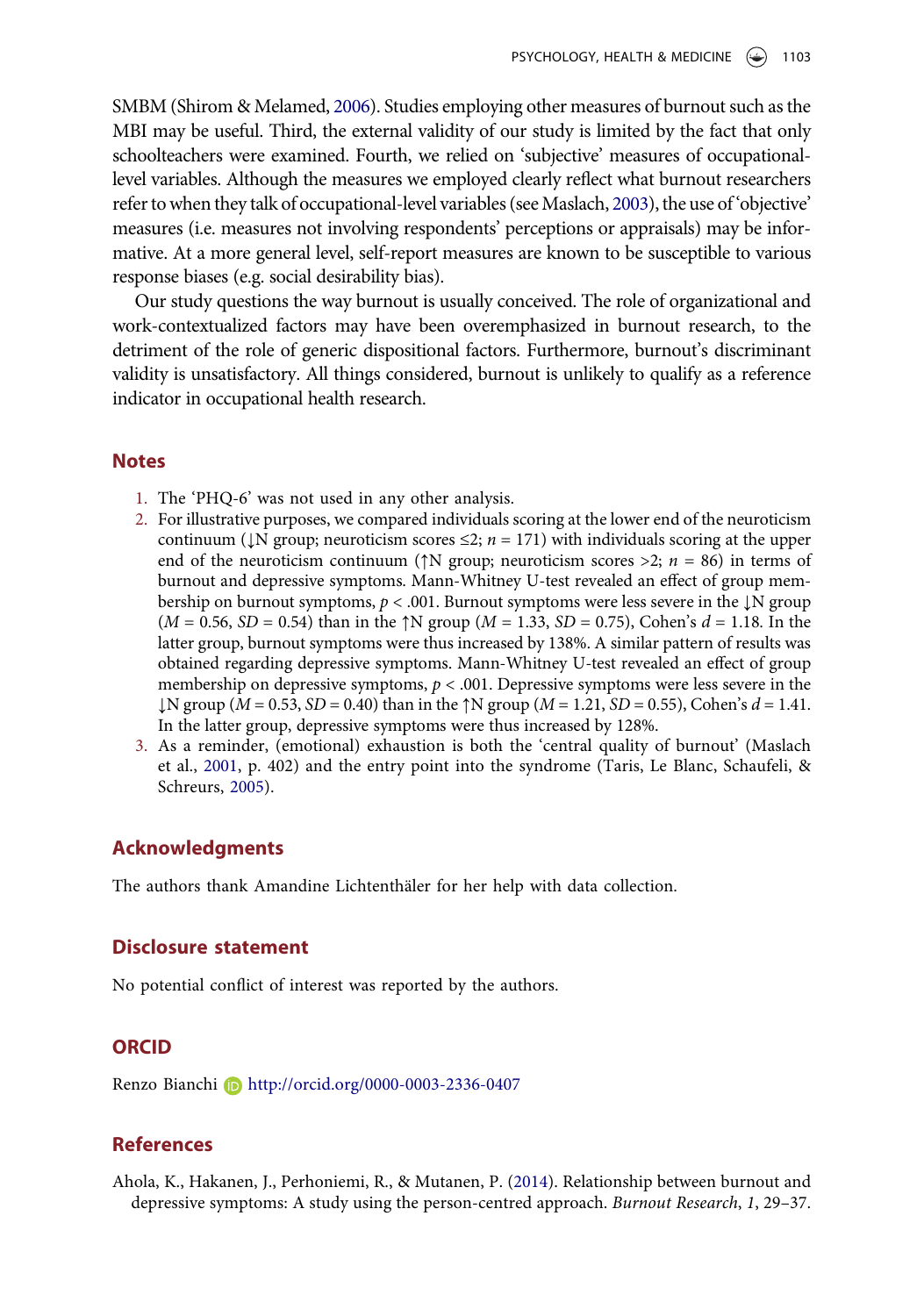SMBM (Shirom & Melamed, 2006). Studies employing other measures of burnout such as the MBI may be useful. Third, the external validity of our study is limited by the fact that only schoolteachers were examined. Fourth, we relied on 'subjective' measures of occupational-level variables. Although the measures we employed clearly reflect what burnout researchers refer to when they talk of occupational-level variables (see Maslach, 2003), the use of 'objective' measures (i.e. measures not involving respondents' perceptions or appraisals) may be informative. At a more general level, self-report measures are known to be susceptible to various response biases (e.g. social desirability bias).

Our study questions the way burnout is usually conceived. The role of organizational and work-contextualized factors may have been overemphasized in burnout research, to the detriment of the role of generic dispositional factors. Furthermore, burnout's discriminant validity is unsatisfactory. All things considered, burnout is unlikely to qualify as a reference indicator in occupational health research.

## Notes

1. The 'PHQ-6' was not used in any other analysis.
2. For illustrative purposes, we compared individuals scoring at the lower end of the neuroticism continuum (↓N group; neuroticism scores $\leq 2$; $n = 171$) with individuals scoring at the upper end of the neuroticism continuum (↑N group; neuroticism scores $>2$; $n = 86$) in terms of burnout and depressive symptoms. Mann-Whitney U-test revealed an effect of group membership on burnout symptoms, $p < .001$. Burnout symptoms were less severe in the ↓N group ($M = 0.56$, $SD = 0.54$) than in the ↑N group ($M = 1.33$, $SD = 0.75$), Cohen's $d = 1.18$. In the latter group, burnout symptoms were thus increased by 138%. A similar pattern of results was obtained regarding depressive symptoms. Mann-Whitney U-test revealed an effect of group membership on depressive symptoms, $p < .001$. Depressive symptoms were less severe in the ↓N group ($M = 0.53$, $SD = 0.40$) than in the ↑N group ($M = 1.21$, $SD = 0.55$), Cohen's $d = 1.41$. In the latter group, depressive symptoms were thus increased by 128%.
3. As a reminder, (emotional) exhaustion is both the 'central quality of burnout' (Maslach et al., 2001, p. 402) and the entry point into the syndrome (Taris, Le Blanc, Schaufeli, & Schreurs, 2005).

## Acknowledgments

The authors thank Amandine Lichtenthäler for her help with data collection.

## Disclosure statement

No potential conflict of interest was reported by the authors.

## ORCID

Renzo Bianchi http://orcid.org/0000-0003-2336-0407

## References

Ahola, K., Hakanen, J., Perhoniemi, R., & Mutanen, P. (2014). Relationship between burnout and depressive symptoms: A study using the person-centred approach. *Burnout Research*, *1*, 29–37.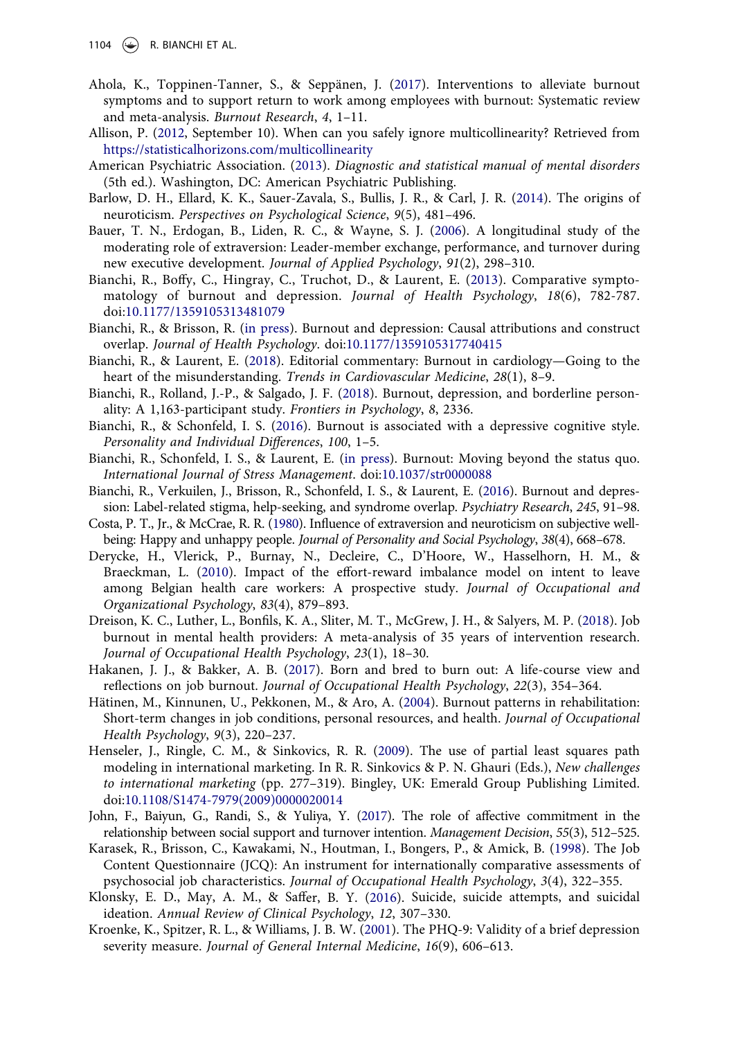Ahola, K., Toppinen-Tanner, S., & Seppänen, J. (2017). Interventions to alleviate burnout symptoms and to support return to work among employees with burnout: Systematic review and meta-analysis. *Burnout Research*, *4*, 1–11.

Allison, P. (2012, September 10). When can you safely ignore multicollinearity? Retrieved from https://statisticalhorizons.com/multicollinearity

American Psychiatric Association. (2013). *Diagnostic and statistical manual of mental disorders* (5th ed.). Washington, DC: American Psychiatric Publishing.

Barlow, D. H., Ellard, K. K., Sauer-Zavala, S., Bullis, J. R., & Carl, J. R. (2014). The origins of neuroticism. *Perspectives on Psychological Science*, *9*(5), 481–496.

Bauer, T. N., Erdogan, B., Liden, R. C., & Wayne, S. J. (2006). A longitudinal study of the moderating role of extraversion: Leader-member exchange, performance, and turnover during new executive development. *Journal of Applied Psychology*, *91*(2), 298–310.

Bianchi, R., Boffy, C., Hingray, C., Truchot, D., & Laurent, E. (2013). Comparative symptomatology of burnout and depression. *Journal of Health Psychology*, *18*(6), 782-787. doi:10.1177/1359105313481079

Bianchi, R., & Brisson, R. (in press). Burnout and depression: Causal attributions and construct overlap. *Journal of Health Psychology*. doi:10.1177/1359105317740415

Bianchi, R., & Laurent, E. (2018). Editorial commentary: Burnout in cardiology—Going to the heart of the misunderstanding. *Trends in Cardiovascular Medicine*, *28*(1), 8–9.

Bianchi, R., Rolland, J.-P., & Salgado, J. F. (2018). Burnout, depression, and borderline personality: A 1,163-participant study. *Frontiers in Psychology*, *8*, 2336.

Bianchi, R., & Schonfeld, I. S. (2016). Burnout is associated with a depressive cognitive style. *Personality and Individual Differences*, *100*, 1–5.

Bianchi, R., Schonfeld, I. S., & Laurent, E. (in press). Burnout: Moving beyond the status quo. *International Journal of Stress Management*. doi:10.1037/str0000088

Bianchi, R., Verkuilen, J., Brisson, R., Schonfeld, I. S., & Laurent, E. (2016). Burnout and depression: Label-related stigma, help-seeking, and syndrome overlap. *Psychiatry Research*, *245*, 91–98.

Costa, P. T., Jr., & McCrae, R. R. (1980). Influence of extraversion and neuroticism on subjective well-being: Happy and unhappy people. *Journal of Personality and Social Psychology*, *38*(4), 668–678.

Derycke, H., Vlerick, P., Burnay, N., Decleire, C., D'Hoore, W., Hasselhorn, H. M., & Braeckman, L. (2010). Impact of the effort-reward imbalance model on intent to leave among Belgian health care workers: A prospective study. *Journal of Occupational and Organizational Psychology*, *83*(4), 879–893.

Dreison, K. C., Luther, L., Bonfils, K. A., Sliter, M. T., McGrew, J. H., & Salyers, M. P. (2018). Job burnout in mental health providers: A meta-analysis of 35 years of intervention research. *Journal of Occupational Health Psychology*, *23*(1), 18–30.

Hakanen, J. J., & Bakker, A. B. (2017). Born and bred to burn out: A life-course view and reflections on job burnout. *Journal of Occupational Health Psychology*, *22*(3), 354–364.

Hätinen, M., Kinnunen, U., Pekkonen, M., & Aro, A. (2004). Burnout patterns in rehabilitation: Short-term changes in job conditions, personal resources, and health. *Journal of Occupational Health Psychology*, *9*(3), 220–237.

Henseler, J., Ringle, C. M., & Sinkovics, R. R. (2009). The use of partial least squares path modeling in international marketing. In R. R. Sinkovics & P. N. Ghauri (Eds.), *New challenges to international marketing* (pp. 277–319). Bingley, UK: Emerald Group Publishing Limited. doi:10.1108/S1474-7979(2009)0000020014

John, F., Baiyun, G., Randi, S., & Yuliya, Y. (2017). The role of affective commitment in the relationship between social support and turnover intention. *Management Decision*, *55*(3), 512–525.

Karasek, R., Brisson, C., Kawakami, N., Houtman, I., Bongers, P., & Amick, B. (1998). The Job Content Questionnaire (JCQ): An instrument for internationally comparative assessments of psychosocial job characteristics. *Journal of Occupational Health Psychology*, *3*(4), 322–355.

Klonsky, E. D., May, A. M., & Saffer, B. Y. (2016). Suicide, suicide attempts, and suicidal ideation. *Annual Review of Clinical Psychology*, *12*, 307–330.

Kroenke, K., Spitzer, R. L., & Williams, J. B. W. (2001). The PHQ-9: Validity of a brief depression severity measure. *Journal of General Internal Medicine*, *16*(9), 606–613.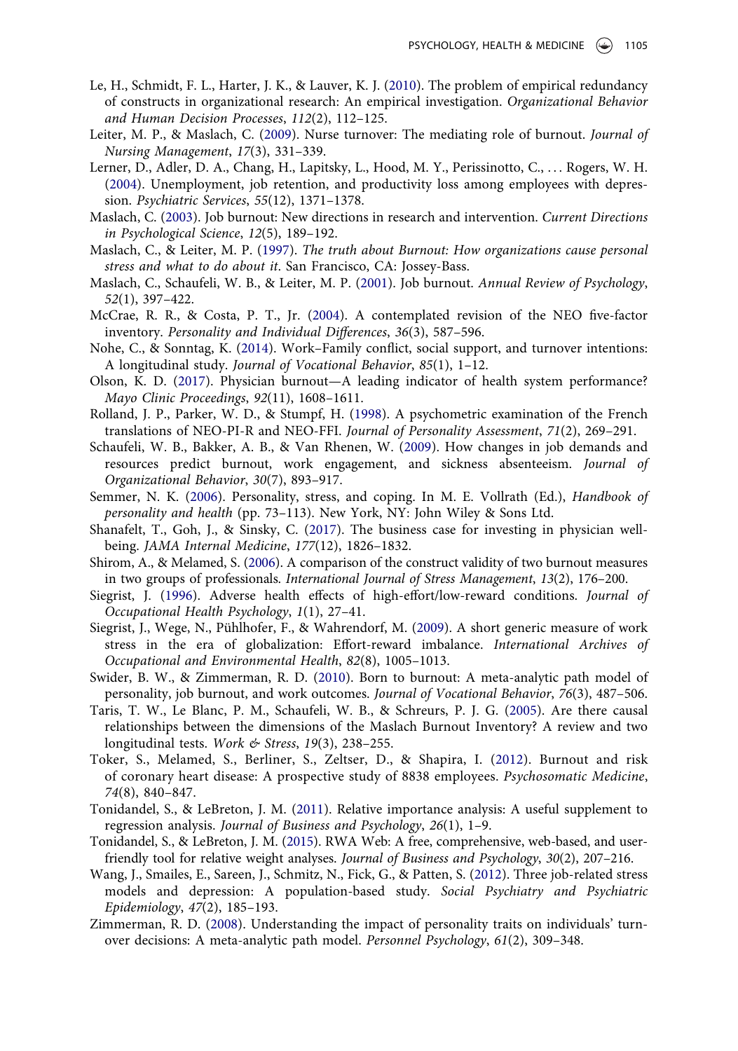Le, H., Schmidt, F. L., Harter, J. K., & Lauver, K. J. (2010). The problem of empirical redundancy of constructs in organizational research: An empirical investigation. *Organizational Behavior and Human Decision Processes*, *112*(2), 112–125.

Leiter, M. P., & Maslach, C. (2009). Nurse turnover: The mediating role of burnout. *Journal of Nursing Management*, *17*(3), 331–339.

Lerner, D., Adler, D. A., Chang, H., Lapitsky, L., Hood, M. Y., Perissinotto, C., … Rogers, W. H. (2004). Unemployment, job retention, and productivity loss among employees with depression. *Psychiatric Services*, *55*(12), 1371–1378.

Maslach, C. (2003). Job burnout: New directions in research and intervention. *Current Directions in Psychological Science*, *12*(5), 189–192.

Maslach, C., & Leiter, M. P. (1997). *The truth about Burnout: How organizations cause personal stress and what to do about it*. San Francisco, CA: Jossey-Bass.

Maslach, C., Schaufeli, W. B., & Leiter, M. P. (2001). Job burnout. *Annual Review of Psychology*, *52*(1), 397–422.

McCrae, R. R., & Costa, P. T., Jr. (2004). A contemplated revision of the NEO five-factor inventory. *Personality and Individual Differences*, *36*(3), 587–596.

Nohe, C., & Sonntag, K. (2014). Work–Family conflict, social support, and turnover intentions: A longitudinal study. *Journal of Vocational Behavior*, *85*(1), 1–12.

Olson, K. D. (2017). Physician burnout—A leading indicator of health system performance? *Mayo Clinic Proceedings*, *92*(11), 1608–1611.

Rolland, J. P., Parker, W. D., & Stumpf, H. (1998). A psychometric examination of the French translations of NEO-PI-R and NEO-FFI. *Journal of Personality Assessment*, *71*(2), 269–291.

Schaufeli, W. B., Bakker, A. B., & Van Rhenen, W. (2009). How changes in job demands and resources predict burnout, work engagement, and sickness absenteeism. *Journal of Organizational Behavior*, *30*(7), 893–917.

Semmer, N. K. (2006). Personality, stress, and coping. In M. E. Vollrath (Ed.), *Handbook of personality and health* (pp. 73–113). New York, NY: John Wiley & Sons Ltd.

Shanafelt, T., Goh, J., & Sinsky, C. (2017). The business case for investing in physician well-being. *JAMA Internal Medicine*, *177*(12), 1826–1832.

Shirom, A., & Melamed, S. (2006). A comparison of the construct validity of two burnout measures in two groups of professionals. *International Journal of Stress Management*, *13*(2), 176–200.

Siegrist, J. (1996). Adverse health effects of high-effort/low-reward conditions. *Journal of Occupational Health Psychology*, *1*(1), 27–41.

Siegrist, J., Wege, N., Pühlhofer, F., & Wahrendorf, M. (2009). A short generic measure of work stress in the era of globalization: Effort-reward imbalance. *International Archives of Occupational and Environmental Health*, *82*(8), 1005–1013.

Swider, B. W., & Zimmerman, R. D. (2010). Born to burnout: A meta-analytic path model of personality, job burnout, and work outcomes. *Journal of Vocational Behavior*, *76*(3), 487–506.

Taris, T. W., Le Blanc, P. M., Schaufeli, W. B., & Schreurs, P. J. G. (2005). Are there causal relationships between the dimensions of the Maslach Burnout Inventory? A review and two longitudinal tests. *Work & Stress*, *19*(3), 238–255.

Toker, S., Melamed, S., Berliner, S., Zeltser, D., & Shapira, I. (2012). Burnout and risk of coronary heart disease: A prospective study of 8838 employees. *Psychosomatic Medicine*, *74*(8), 840–847.

Tonidandel, S., & LeBreton, J. M. (2011). Relative importance analysis: A useful supplement to regression analysis. *Journal of Business and Psychology*, *26*(1), 1–9.

Tonidandel, S., & LeBreton, J. M. (2015). RWA Web: A free, comprehensive, web-based, and user-friendly tool for relative weight analyses. *Journal of Business and Psychology*, *30*(2), 207–216.

Wang, J., Smailes, E., Sareen, J., Schmitz, N., Fick, G., & Patten, S. (2012). Three job-related stress models and depression: A population-based study. *Social Psychiatry and Psychiatric Epidemiology*, *47*(2), 185–193.

Zimmerman, R. D. (2008). Understanding the impact of personality traits on individuals' turnover decisions: A meta-analytic path model. *Personnel Psychology*, *61*(2), 309–348.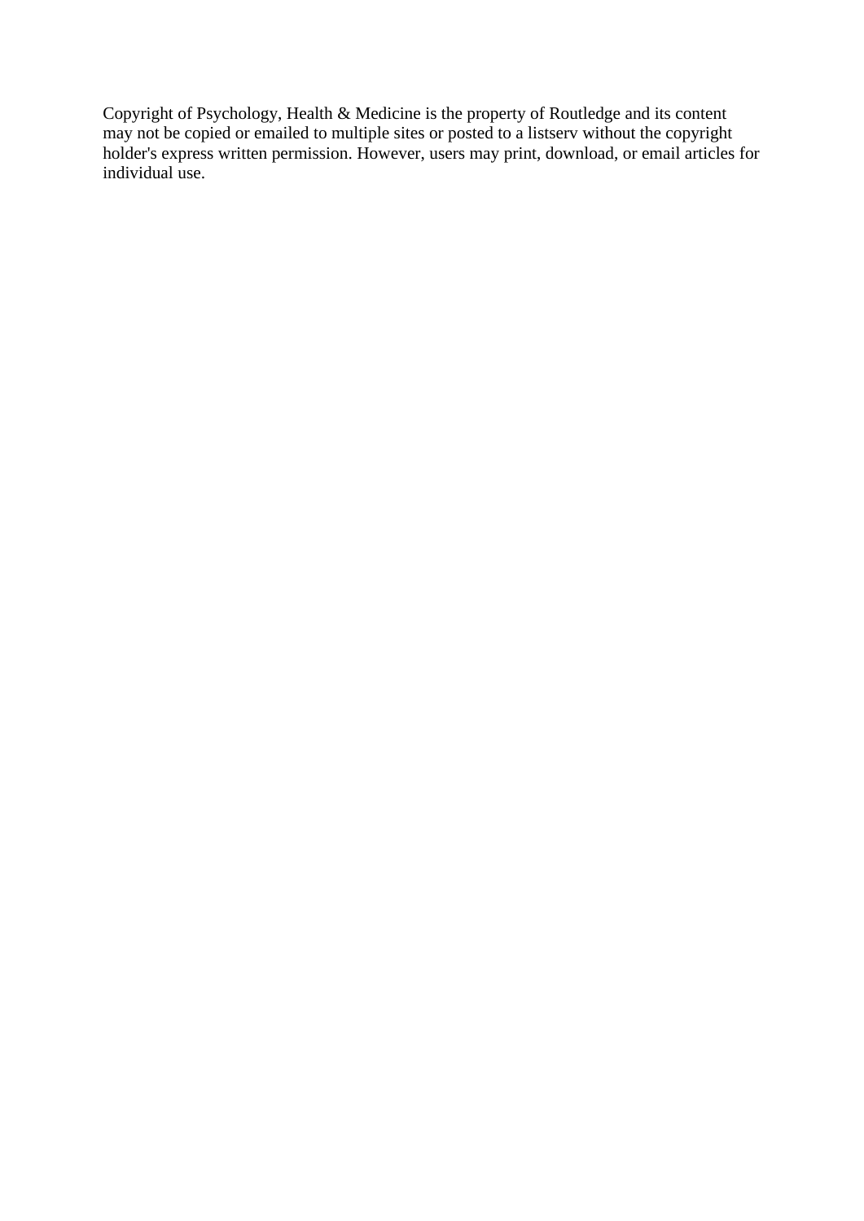Copyright of Psychology, Health & Medicine is the property of Routledge and its content may not be copied or emailed to multiple sites or posted to a listserv without the copyright holder's express written permission. However, users may print, download, or email articles for individual use.